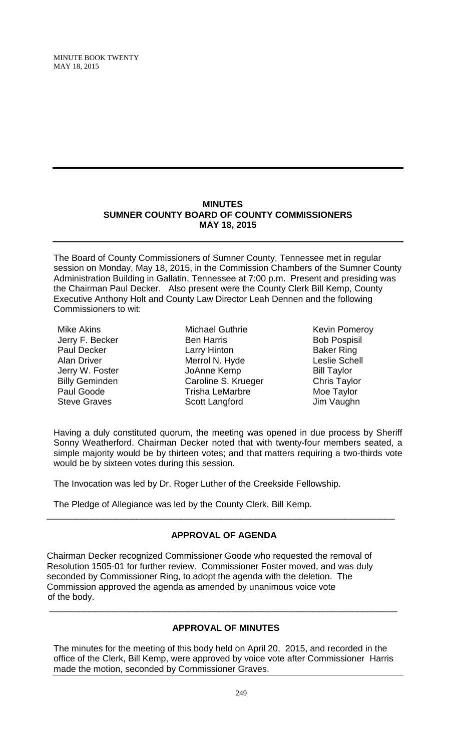# MINUTES
## SUMNER COUNTY BOARD OF COUNTY COMMISSIONERS
## MAY 18, 2015

The Board of County Commissioners of Sumner County, Tennessee met in regular session on Monday, May 18, 2015, in the Commission Chambers of the Sumner County Administration Building in Gallatin, Tennessee at 7:00 p.m. Present and presiding was the Chairman Paul Decker. Also present were the County Clerk Bill Kemp, County Executive Anthony Holt and County Law Director Leah Dennen and the following Commissioners to wit:

| | | |
|---|---|---|
| Mike Akins | Michael Guthrie | Kevin Pomeroy |
| Jerry F. Becker | Ben Harris | Bob Pospisil |
| Paul Decker | Larry Hinton | Baker Ring |
| Alan Driver | Merrol N. Hyde | Leslie Schell |
| Jerry W. Foster | JoAnne Kemp | Bill Taylor |
| Billy Geminden | Caroline S. Krueger | Chris Taylor |
| Paul Goode | Trisha LeMarbre | Moe Taylor |
| Steve Graves | Scott Langford | Jim Vaughn |

Having a duly constituted quorum, the meeting was opened in due process by Sheriff Sonny Weatherford. Chairman Decker noted that with twenty-four members seated, a simple majority would be by thirteen votes; and that matters requiring a two-thirds vote would be by sixteen votes during this session.

The Invocation was led by Dr. Roger Luther of the Creekside Fellowship.

The Pledge of Allegiance was led by the County Clerk, Bill Kemp.

---

### APPROVAL OF AGENDA

Chairman Decker recognized Commissioner Goode who requested the removal of Resolution 1505-01 for further review. Commissioner Foster moved, and was duly seconded by Commissioner Ring, to adopt the agenda with the deletion. The Commission approved the agenda as amended by unanimous voice vote of the body.

---

### APPROVAL OF MINUTES

The minutes for the meeting of this body held on April 20, 2015, and recorded in the office of the Clerk, Bill Kemp, were approved by voice vote after Commissioner Harris made the motion, seconded by Commissioner Graves.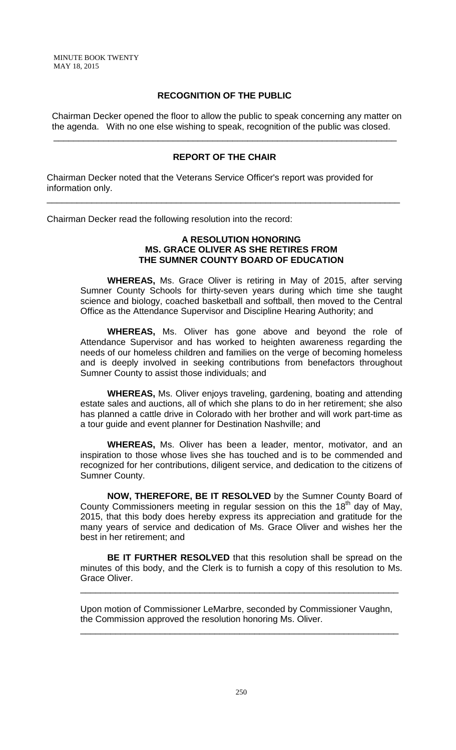## RECOGNITION OF THE PUBLIC

Chairman Decker opened the floor to allow the public to speak concerning any matter on the agenda. With no one else wishing to speak, recognition of the public was closed.

---

## REPORT OF THE CHAIR

Chairman Decker noted that the Veterans Service Officer's report was provided for information only.

---

Chairman Decker read the following resolution into the record:

### A RESOLUTION HONORING MS. GRACE OLIVER AS SHE RETIRES FROM THE SUMNER COUNTY BOARD OF EDUCATION

**WHEREAS,** Ms. Grace Oliver is retiring in May of 2015, after serving Sumner County Schools for thirty-seven years during which time she taught science and biology, coached basketball and softball, then moved to the Central Office as the Attendance Supervisor and Discipline Hearing Authority; and

**WHEREAS,** Ms. Oliver has gone above and beyond the role of Attendance Supervisor and has worked to heighten awareness regarding the needs of our homeless children and families on the verge of becoming homeless and is deeply involved in seeking contributions from benefactors throughout Sumner County to assist those individuals; and

**WHEREAS,** Ms. Oliver enjoys traveling, gardening, boating and attending estate sales and auctions, all of which she plans to do in her retirement; she also has planned a cattle drive in Colorado with her brother and will work part-time as a tour guide and event planner for Destination Nashville; and

**WHEREAS,** Ms. Oliver has been a leader, mentor, motivator, and an inspiration to those whose lives she has touched and is to be commended and recognized for her contributions, diligent service, and dedication to the citizens of Sumner County.

**NOW, THEREFORE, BE IT RESOLVED** by the Sumner County Board of County Commissioners meeting in regular session on this the 18th day of May, 2015, that this body does hereby express its appreciation and gratitude for the many years of service and dedication of Ms. Grace Oliver and wishes her the best in her retirement; and

**BE IT FURTHER RESOLVED** that this resolution shall be spread on the minutes of this body, and the Clerk is to furnish a copy of this resolution to Ms. Grace Oliver.

---

Upon motion of Commissioner LeMarbre, seconded by Commissioner Vaughn, the Commission approved the resolution honoring Ms. Oliver.

---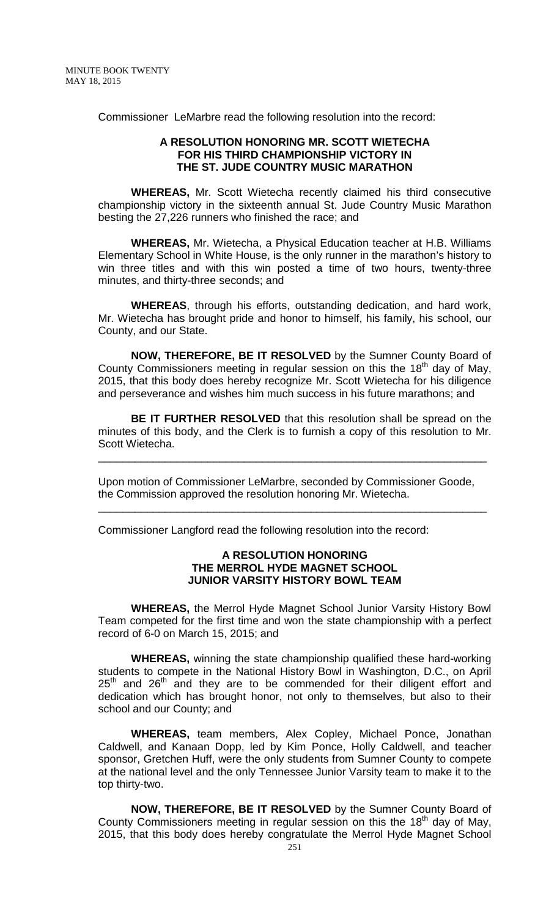Commissioner LeMarbre read the following resolution into the record:

**A RESOLUTION HONORING MR. SCOTT WIETECHA FOR HIS THIRD CHAMPIONSHIP VICTORY IN THE ST. JUDE COUNTRY MUSIC MARATHON**

**WHEREAS,** Mr. Scott Wietecha recently claimed his third consecutive championship victory in the sixteenth annual St. Jude Country Music Marathon besting the 27,226 runners who finished the race; and

**WHEREAS,** Mr. Wietecha, a Physical Education teacher at H.B. Williams Elementary School in White House, is the only runner in the marathon's history to win three titles and with this win posted a time of two hours, twenty-three minutes, and thirty-three seconds; and

**WHEREAS**, through his efforts, outstanding dedication, and hard work, Mr. Wietecha has brought pride and honor to himself, his family, his school, our County, and our State.

**NOW, THEREFORE, BE IT RESOLVED** by the Sumner County Board of County Commissioners meeting in regular session on this the 18th day of May, 2015, that this body does hereby recognize Mr. Scott Wietecha for his diligence and perseverance and wishes him much success in his future marathons; and

**BE IT FURTHER RESOLVED** that this resolution shall be spread on the minutes of this body, and the Clerk is to furnish a copy of this resolution to Mr. Scott Wietecha.

---

Upon motion of Commissioner LeMarbre, seconded by Commissioner Goode, the Commission approved the resolution honoring Mr. Wietecha.

---

Commissioner Langford read the following resolution into the record:

**A RESOLUTION HONORING THE MERROL HYDE MAGNET SCHOOL JUNIOR VARSITY HISTORY BOWL TEAM**

**WHEREAS,** the Merrol Hyde Magnet School Junior Varsity History Bowl Team competed for the first time and won the state championship with a perfect record of 6-0 on March 15, 2015; and

**WHEREAS,** winning the state championship qualified these hard-working students to compete in the National History Bowl in Washington, D.C., on April 25th and 26th and they are to be commended for their diligent effort and dedication which has brought honor, not only to themselves, but also to their school and our County; and

**WHEREAS,** team members, Alex Copley, Michael Ponce, Jonathan Caldwell, and Kanaan Dopp, led by Kim Ponce, Holly Caldwell, and teacher sponsor, Gretchen Huff, were the only students from Sumner County to compete at the national level and the only Tennessee Junior Varsity team to make it to the top thirty-two.

**NOW, THEREFORE, BE IT RESOLVED** by the Sumner County Board of County Commissioners meeting in regular session on this the 18th day of May, 2015, that this body does hereby congratulate the Merrol Hyde Magnet School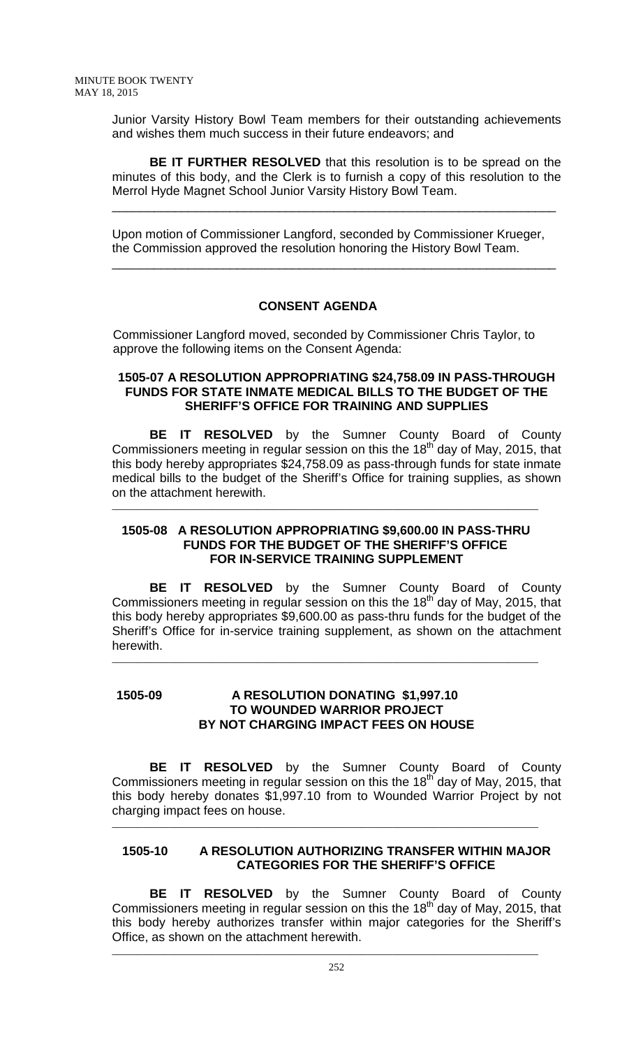Junior Varsity History Bowl Team members for their outstanding achievements and wishes them much success in their future endeavors; and

**BE IT FURTHER RESOLVED** that this resolution is to be spread on the minutes of this body, and the Clerk is to furnish a copy of this resolution to the Merrol Hyde Magnet School Junior Varsity History Bowl Team.

---

Upon motion of Commissioner Langford, seconded by Commissioner Krueger, the Commission approved the resolution honoring the History Bowl Team.

---

## CONSENT AGENDA

Commissioner Langford moved, seconded by Commissioner Chris Taylor, to approve the following items on the Consent Agenda:

### 1505-07 A RESOLUTION APPROPRIATING $24,758.09 IN PASS-THROUGH FUNDS FOR STATE INMATE MEDICAL BILLS TO THE BUDGET OF THE SHERIFF'S OFFICE FOR TRAINING AND SUPPLIES

**BE IT RESOLVED** by the Sumner County Board of County Commissioners meeting in regular session on this the 18th day of May, 2015, that this body hereby appropriates $24,758.09 as pass-through funds for state inmate medical bills to the budget of the Sheriff's Office for training supplies, as shown on the attachment herewith.

---

### 1505-08 A RESOLUTION APPROPRIATING $9,600.00 IN PASS-THRU FUNDS FOR THE BUDGET OF THE SHERIFF'S OFFICE FOR IN-SERVICE TRAINING SUPPLEMENT

**BE IT RESOLVED** by the Sumner County Board of County Commissioners meeting in regular session on this the 18th day of May, 2015, that this body hereby appropriates $9,600.00 as pass-thru funds for the budget of the Sheriff's Office for in-service training supplement, as shown on the attachment herewith.

---

### 1505-09 A RESOLUTION DONATING $1,997.10 TO WOUNDED WARRIOR PROJECT BY NOT CHARGING IMPACT FEES ON HOUSE

**BE IT RESOLVED** by the Sumner County Board of County Commissioners meeting in regular session on this the 18th day of May, 2015, that this body hereby donates $1,997.10 from to Wounded Warrior Project by not charging impact fees on house.

---

### 1505-10 A RESOLUTION AUTHORIZING TRANSFER WITHIN MAJOR CATEGORIES FOR THE SHERIFF'S OFFICE

**BE IT RESOLVED** by the Sumner County Board of County Commissioners meeting in regular session on this the 18th day of May, 2015, that this body hereby authorizes transfer within major categories for the Sheriff's Office, as shown on the attachment herewith.

---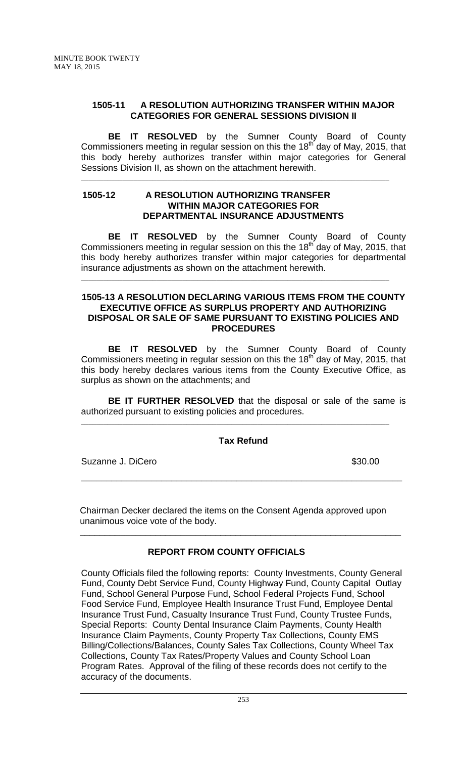**1505-11 A RESOLUTION AUTHORIZING TRANSFER WITHIN MAJOR CATEGORIES FOR GENERAL SESSIONS DIVISION II**

**BE IT RESOLVED** by the Sumner County Board of County Commissioners meeting in regular session on this the 18th day of May, 2015, that this body hereby authorizes transfer within major categories for General Sessions Division II, as shown on the attachment herewith.

---

**1505-12 A RESOLUTION AUTHORIZING TRANSFER WITHIN MAJOR CATEGORIES FOR DEPARTMENTAL INSURANCE ADJUSTMENTS**

**BE IT RESOLVED** by the Sumner County Board of County Commissioners meeting in regular session on this the 18th day of May, 2015, that this body hereby authorizes transfer within major categories for departmental insurance adjustments as shown on the attachment herewith.

---

**1505-13 A RESOLUTION DECLARING VARIOUS ITEMS FROM THE COUNTY EXECUTIVE OFFICE AS SURPLUS PROPERTY AND AUTHORIZING DISPOSAL OR SALE OF SAME PURSUANT TO EXISTING POLICIES AND PROCEDURES**

**BE IT RESOLVED** by the Sumner County Board of County Commissioners meeting in regular session on this the 18th day of May, 2015, that this body hereby declares various items from the County Executive Office, as surplus as shown on the attachments; and

**BE IT FURTHER RESOLVED** that the disposal or sale of the same is authorized pursuant to existing policies and procedures.

---

**Tax Refund**

Suzanne J. DiCero $30.00

---

Chairman Decker declared the items on the Consent Agenda approved upon unanimous voice vote of the body.

---

**REPORT FROM COUNTY OFFICIALS**

County Officials filed the following reports: County Investments, County General Fund, County Debt Service Fund, County Highway Fund, County Capital Outlay Fund, School General Purpose Fund, School Federal Projects Fund, School Food Service Fund, Employee Health Insurance Trust Fund, Employee Dental Insurance Trust Fund, Casualty Insurance Trust Fund, County Trustee Funds, Special Reports: County Dental Insurance Claim Payments, County Health Insurance Claim Payments, County Property Tax Collections, County EMS Billing/Collections/Balances, County Sales Tax Collections, County Wheel Tax Collections, County Tax Rates/Property Values and County School Loan Program Rates. Approval of the filing of these records does not certify to the accuracy of the documents.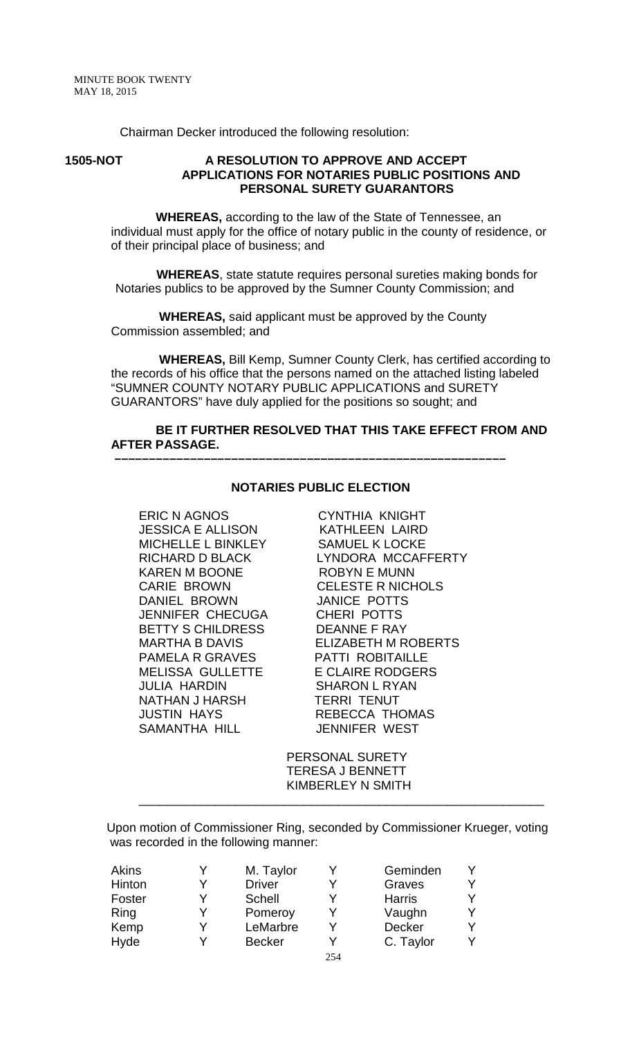Chairman Decker introduced the following resolution:

**1505-NOT** **A RESOLUTION TO APPROVE AND ACCEPT APPLICATIONS FOR NOTARIES PUBLIC POSITIONS AND PERSONAL SURETY GUARANTORS**

**WHEREAS,** according to the law of the State of Tennessee, an individual must apply for the office of notary public in the county of residence, or of their principal place of business; and

**WHEREAS**, state statute requires personal sureties making bonds for Notaries publics to be approved by the Sumner County Commission; and

**WHEREAS,** said applicant must be approved by the County Commission assembled; and

**WHEREAS,** Bill Kemp, Sumner County Clerk, has certified according to the records of his office that the persons named on the attached listing labeled "SUMNER COUNTY NOTARY PUBLIC APPLICATIONS and SURETY GUARANTORS" have duly applied for the positions so sought; and

**BE IT FURTHER RESOLVED THAT THIS TAKE EFFECT FROM AND AFTER PASSAGE.**

---

**NOTARIES PUBLIC ELECTION**

| | |
|---|---|
| ERIC N AGNOS | CYNTHIA KNIGHT |
| JESSICA E ALLISON | KATHLEEN LAIRD |
| MICHELLE L BINKLEY | SAMUEL K LOCKE |
| RICHARD D BLACK | LYNDORA MCCAFFERTY |
| KAREN M BOONE | ROBYN E MUNN |
| CARIE BROWN | CELESTE R NICHOLS |
| DANIEL BROWN | JANICE POTTS |
| JENNIFER CHECUGA | CHERI POTTS |
| BETTY S CHILDRESS | DEANNE F RAY |
| MARTHA B DAVIS | ELIZABETH M ROBERTS |
| PAMELA R GRAVES | PATTI ROBITAILLE |
| MELISSA GULLETTE | E CLAIRE RODGERS |
| JULIA HARDIN | SHARON L RYAN |
| NATHAN J HARSH | TERRI TENUT |
| JUSTIN HAYS | REBECCA THOMAS |
| SAMANTHA HILL | JENNIFER WEST |

PERSONAL SURETY
TERESA J BENNETT
KIMBERLEY N SMITH

---

Upon motion of Commissioner Ring, seconded by Commissioner Krueger, voting was recorded in the following manner:

| | | | | | |
|---|---|---|---|---|---|
| Akins | Y | M. Taylor | Y | Geminden | Y |
| Hinton | Y | Driver | Y | Graves | Y |
| Foster | Y | Schell | Y | Harris | Y |
| Ring | Y | Pomeroy | Y | Vaughn | Y |
| Kemp | Y | LeMarbre | Y | Decker | Y |
| Hyde | Y | Becker | Y | C. Taylor | Y |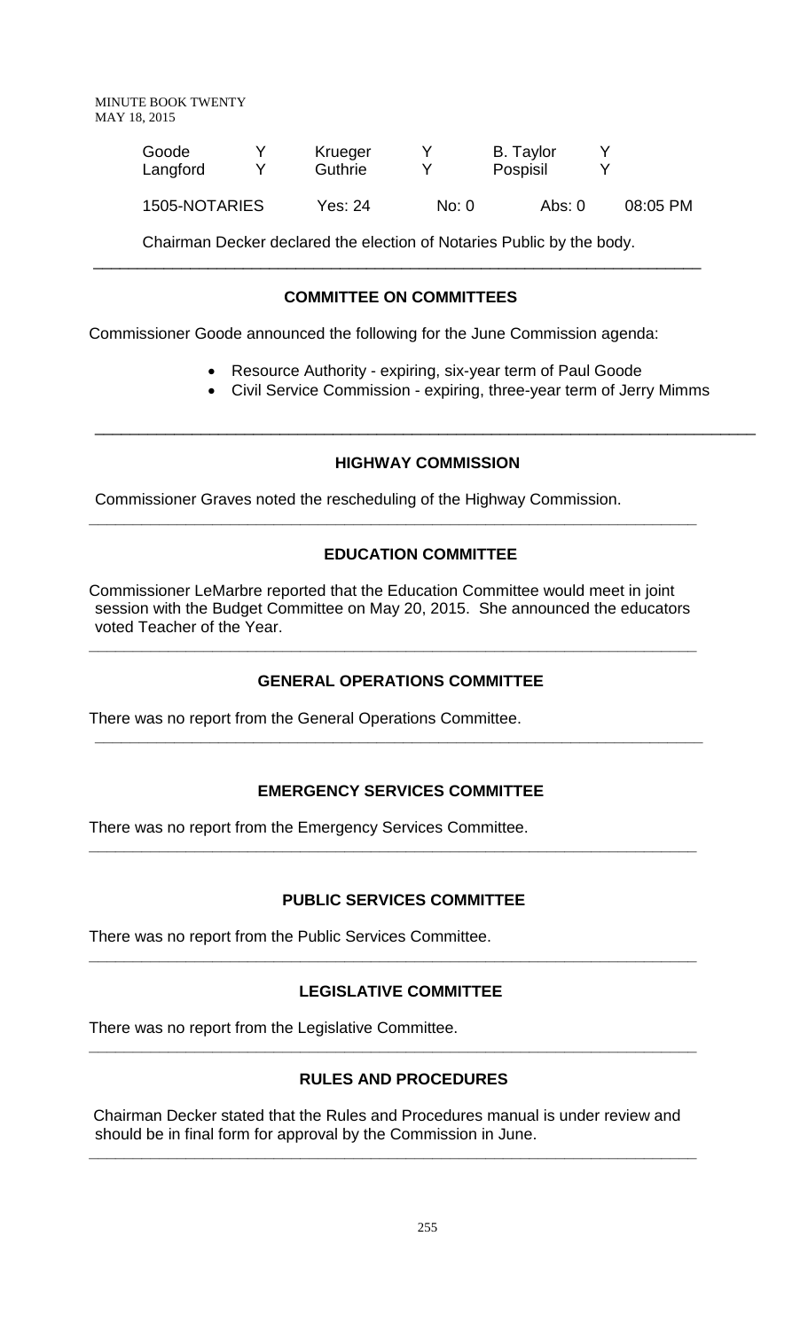| Goode | Y | Krueger | Y | B. Taylor | Y |
|---|---|---|---|---|---|
| Langford | Y | Guthrie | Y | Pospisil | Y |

1505-NOTARIES Yes: 24 No: 0 Abs: 0 08:05 PM

Chairman Decker declared the election of Notaries Public by the body.

---

## COMMITTEE ON COMMITTEES

Commissioner Goode announced the following for the June Commission agenda:

- Resource Authority - expiring, six-year term of Paul Goode
- Civil Service Commission - expiring, three-year term of Jerry Mimms

---

## HIGHWAY COMMISSION

Commissioner Graves noted the rescheduling of the Highway Commission.

---

## EDUCATION COMMITTEE

Commissioner LeMarbre reported that the Education Committee would meet in joint session with the Budget Committee on May 20, 2015. She announced the educators voted Teacher of the Year.

---

## GENERAL OPERATIONS COMMITTEE

There was no report from the General Operations Committee.

---

## EMERGENCY SERVICES COMMITTEE

There was no report from the Emergency Services Committee.

---

## PUBLIC SERVICES COMMITTEE

There was no report from the Public Services Committee.

---

## LEGISLATIVE COMMITTEE

There was no report from the Legislative Committee.

---

## RULES AND PROCEDURES

Chairman Decker stated that the Rules and Procedures manual is under review and should be in final form for approval by the Commission in June.

---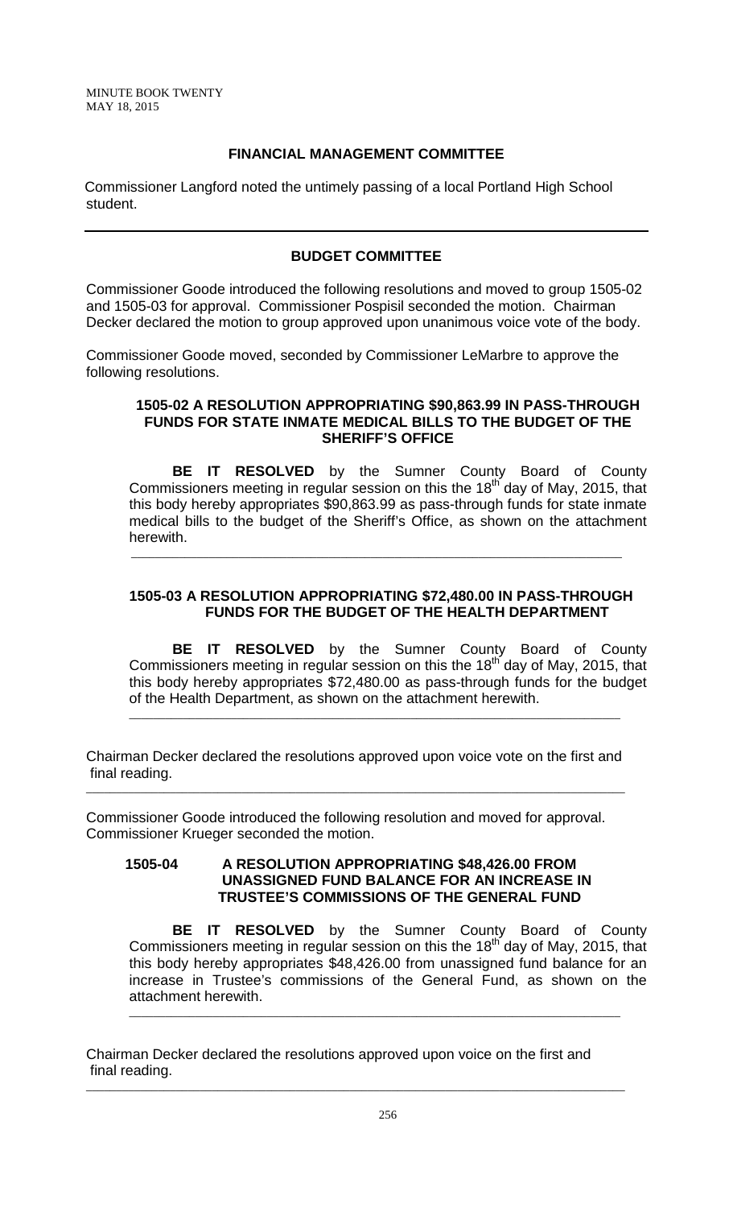## FINANCIAL MANAGEMENT COMMITTEE

Commissioner Langford noted the untimely passing of a local Portland High School student.

---

## BUDGET COMMITTEE

Commissioner Goode introduced the following resolutions and moved to group 1505-02 and 1505-03 for approval. Commissioner Pospisil seconded the motion. Chairman Decker declared the motion to group approved upon unanimous voice vote of the body.

Commissioner Goode moved, seconded by Commissioner LeMarbre to approve the following resolutions.

### 1505-02 A RESOLUTION APPROPRIATING $90,863.99 IN PASS-THROUGH FUNDS FOR STATE INMATE MEDICAL BILLS TO THE BUDGET OF THE SHERIFF'S OFFICE

**BE IT RESOLVED** by the Sumner County Board of County Commissioners meeting in regular session on this the 18th day of May, 2015, that this body hereby appropriates $90,863.99 as pass-through funds for state inmate medical bills to the budget of the Sheriff's Office, as shown on the attachment herewith.

---

### 1505-03 A RESOLUTION APPROPRIATING $72,480.00 IN PASS-THROUGH FUNDS FOR THE BUDGET OF THE HEALTH DEPARTMENT

**BE IT RESOLVED** by the Sumner County Board of County Commissioners meeting in regular session on this the 18th day of May, 2015, that this body hereby appropriates $72,480.00 as pass-through funds for the budget of the Health Department, as shown on the attachment herewith.

---

Chairman Decker declared the resolutions approved upon voice vote on the first and final reading.

---

Commissioner Goode introduced the following resolution and moved for approval. Commissioner Krueger seconded the motion.

### 1505-04 A RESOLUTION APPROPRIATING $48,426.00 FROM UNASSIGNED FUND BALANCE FOR AN INCREASE IN TRUSTEE'S COMMISSIONS OF THE GENERAL FUND

**BE IT RESOLVED** by the Sumner County Board of County Commissioners meeting in regular session on this the 18th day of May, 2015, that this body hereby appropriates $48,426.00 from unassigned fund balance for an increase in Trustee's commissions of the General Fund, as shown on the attachment herewith.

---

Chairman Decker declared the resolutions approved upon voice on the first and final reading.

---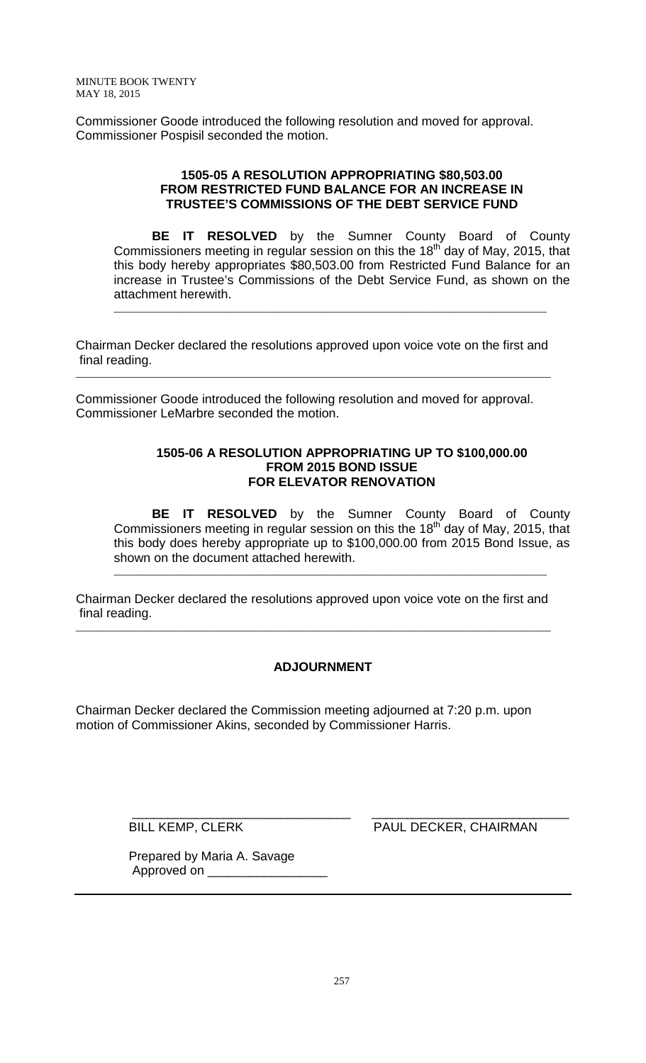Commissioner Goode introduced the following resolution and moved for approval. Commissioner Pospisil seconded the motion.

**1505-05 A RESOLUTION APPROPRIATING $80,503.00 FROM RESTRICTED FUND BALANCE FOR AN INCREASE IN TRUSTEE'S COMMISSIONS OF THE DEBT SERVICE FUND**

**BE IT RESOLVED** by the Sumner County Board of County Commissioners meeting in regular session on this the 18th day of May, 2015, that this body hereby appropriates $80,503.00 from Restricted Fund Balance for an increase in Trustee's Commissions of the Debt Service Fund, as shown on the attachment herewith.

---

Chairman Decker declared the resolutions approved upon voice vote on the first and final reading.

---

Commissioner Goode introduced the following resolution and moved for approval. Commissioner LeMarbre seconded the motion.

**1505-06 A RESOLUTION APPROPRIATING UP TO $100,000.00 FROM 2015 BOND ISSUE FOR ELEVATOR RENOVATION**

**BE IT RESOLVED** by the Sumner County Board of County Commissioners meeting in regular session on this the 18th day of May, 2015, that this body does hereby appropriate up to $100,000.00 from 2015 Bond Issue, as shown on the document attached herewith.

---

Chairman Decker declared the resolutions approved upon voice vote on the first and final reading.

---

## ADJOURNMENT

Chairman Decker declared the Commission meeting adjourned at 7:20 p.m. upon motion of Commissioner Akins, seconded by Commissioner Harris.

\_\_\_\_\_\_\_\_\_\_\_\_\_\_\_\_\_\_\_\_\_\_\_\_\_\_\_\_\_\_ \_\_\_\_\_\_\_\_\_\_\_\_\_\_\_\_\_\_\_\_\_\_\_\_\_\_\_\_\_\_

BILL KEMP, CLERK PAUL DECKER, CHAIRMAN

Prepared by Maria A. Savage
Approved on \_\_\_\_\_\_\_\_\_\_\_\_\_\_\_\_